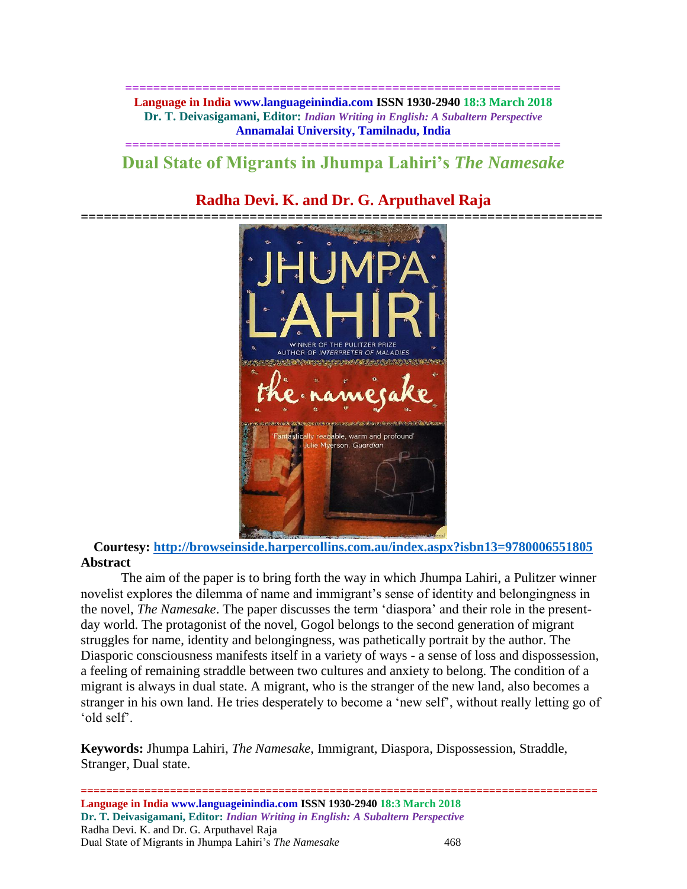# Dual State of Migrants in Jhumpa Lahiri's *The Namesake*

## Radha Devi. K. and Dr. G. Arputhavel Raja

**Courtesy: http://browseinside.harpercollins.com.au/index.aspx?isbn13=9780006551805**

**Abstract**

The aim of the paper is to bring forth the way in which Jhumpa Lahiri, a Pulitzer winner novelist explores the dilemma of name and immigrant's sense of identity and belongingness in the novel, *The Namesake*. The paper discusses the term 'diaspora' and their role in the present-day world. The protagonist of the novel, Gogol belongs to the second generation of migrant struggles for name, identity and belongingness, was pathetically portrait by the author. The Diasporic consciousness manifests itself in a variety of ways - a sense of loss and dispossession, a feeling of remaining straddle between two cultures and anxiety to belong. The condition of a migrant is always in dual state. A migrant, who is the stranger of the new land, also becomes a stranger in his own land. He tries desperately to become a 'new self', without really letting go of 'old self'.

**Keywords:** Jhumpa Lahiri, *The Namesake*, Immigrant, Diaspora, Dispossession, Straddle, Stranger, Dual state.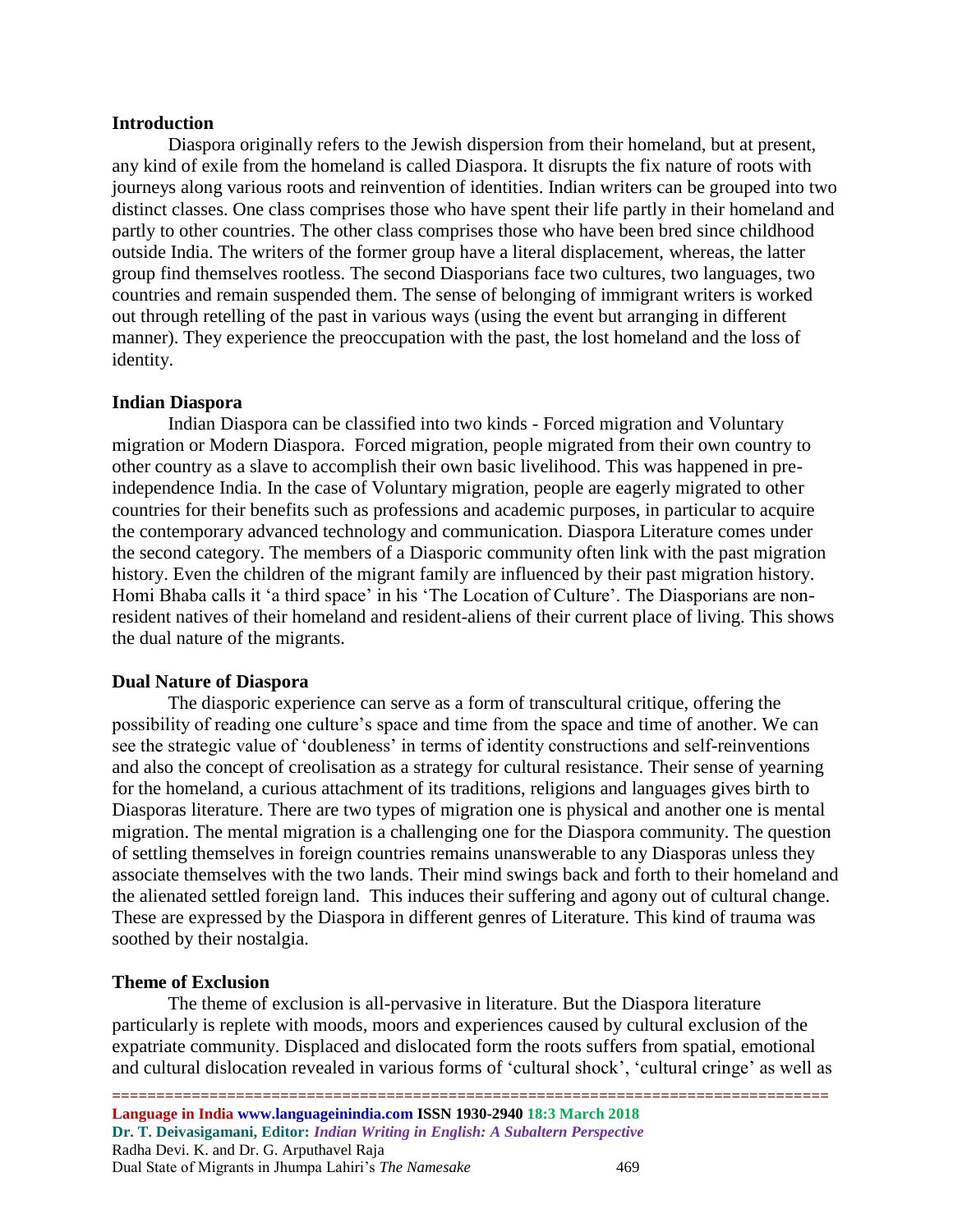### Introduction

Diaspora originally refers to the Jewish dispersion from their homeland, but at present, any kind of exile from the homeland is called Diaspora. It disrupts the fix nature of roots with journeys along various roots and reinvention of identities. Indian writers can be grouped into two distinct classes. One class comprises those who have spent their life partly in their homeland and partly to other countries. The other class comprises those who have been bred since childhood outside India. The writers of the former group have a literal displacement, whereas, the latter group find themselves rootless. The second Diasporians face two cultures, two languages, two countries and remain suspended them. The sense of belonging of immigrant writers is worked out through retelling of the past in various ways (using the event but arranging in different manner). They experience the preoccupation with the past, the lost homeland and the loss of identity.

### Indian Diaspora

Indian Diaspora can be classified into two kinds - Forced migration and Voluntary migration or Modern Diaspora. Forced migration, people migrated from their own country to other country as a slave to accomplish their own basic livelihood. This was happened in pre-independence India. In the case of Voluntary migration, people are eagerly migrated to other countries for their benefits such as professions and academic purposes, in particular to acquire the contemporary advanced technology and communication. Diaspora Literature comes under the second category. The members of a Diasporic community often link with the past migration history. Even the children of the migrant family are influenced by their past migration history. Homi Bhaba calls it 'a third space' in his 'The Location of Culture'. The Diasporians are non-resident natives of their homeland and resident-aliens of their current place of living. This shows the dual nature of the migrants.

### Dual Nature of Diaspora

The diasporic experience can serve as a form of transcultural critique, offering the possibility of reading one culture's space and time from the space and time of another. We can see the strategic value of 'doubleness' in terms of identity constructions and self-reinventions and also the concept of creolisation as a strategy for cultural resistance. Their sense of yearning for the homeland, a curious attachment of its traditions, religions and languages gives birth to Diasporas literature. There are two types of migration one is physical and another one is mental migration. The mental migration is a challenging one for the Diaspora community. The question of settling themselves in foreign countries remains unanswerable to any Diasporas unless they associate themselves with the two lands. Their mind swings back and forth to their homeland and the alienated settled foreign land. This induces their suffering and agony out of cultural change. These are expressed by the Diaspora in different genres of Literature. This kind of trauma was soothed by their nostalgia.

### Theme of Exclusion

The theme of exclusion is all-pervasive in literature. But the Diaspora literature particularly is replete with moods, moors and experiences caused by cultural exclusion of the expatriate community. Displaced and dislocated form the roots suffers from spatial, emotional and cultural dislocation revealed in various forms of 'cultural shock', 'cultural cringe' as well as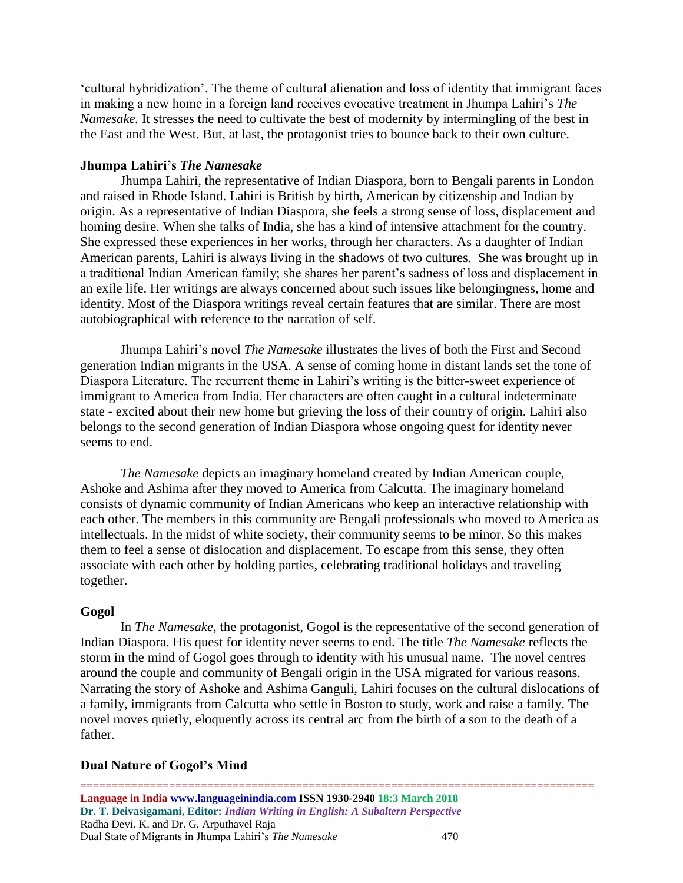'cultural hybridization'. The theme of cultural alienation and loss of identity that immigrant faces in making a new home in a foreign land receives evocative treatment in Jhumpa Lahiri's *The Namesake.* It stresses the need to cultivate the best of modernity by intermingling of the best in the East and the West. But, at last, the protagonist tries to bounce back to their own culture.

### Jhumpa Lahiri's *The Namesake*

Jhumpa Lahiri, the representative of Indian Diaspora, born to Bengali parents in London and raised in Rhode Island. Lahiri is British by birth, American by citizenship and Indian by origin. As a representative of Indian Diaspora, she feels a strong sense of loss, displacement and homing desire. When she talks of India, she has a kind of intensive attachment for the country. She expressed these experiences in her works, through her characters. As a daughter of Indian American parents, Lahiri is always living in the shadows of two cultures. She was brought up in a traditional Indian American family; she shares her parent's sadness of loss and displacement in an exile life. Her writings are always concerned about such issues like belongingness, home and identity. Most of the Diaspora writings reveal certain features that are similar. There are most autobiographical with reference to the narration of self.

Jhumpa Lahiri's novel *The Namesake* illustrates the lives of both the First and Second generation Indian migrants in the USA. A sense of coming home in distant lands set the tone of Diaspora Literature. The recurrent theme in Lahiri's writing is the bitter-sweet experience of immigrant to America from India. Her characters are often caught in a cultural indeterminate state - excited about their new home but grieving the loss of their country of origin. Lahiri also belongs to the second generation of Indian Diaspora whose ongoing quest for identity never seems to end.

*The Namesake* depicts an imaginary homeland created by Indian American couple, Ashoke and Ashima after they moved to America from Calcutta. The imaginary homeland consists of dynamic community of Indian Americans who keep an interactive relationship with each other. The members in this community are Bengali professionals who moved to America as intellectuals. In the midst of white society, their community seems to be minor. So this makes them to feel a sense of dislocation and displacement. To escape from this sense, they often associate with each other by holding parties, celebrating traditional holidays and traveling together.

### Gogol

In *The Namesake,* the protagonist, Gogol is the representative of the second generation of Indian Diaspora. His quest for identity never seems to end. The title *The Namesake* reflects the storm in the mind of Gogol goes through to identity with his unusual name. The novel centres around the couple and community of Bengali origin in the USA migrated for various reasons. Narrating the story of Ashoke and Ashima Ganguli, Lahiri focuses on the cultural dislocations of a family, immigrants from Calcutta who settle in Boston to study, work and raise a family. The novel moves quietly, eloquently across its central arc from the birth of a son to the death of a father.

### Dual Nature of Gogol's Mind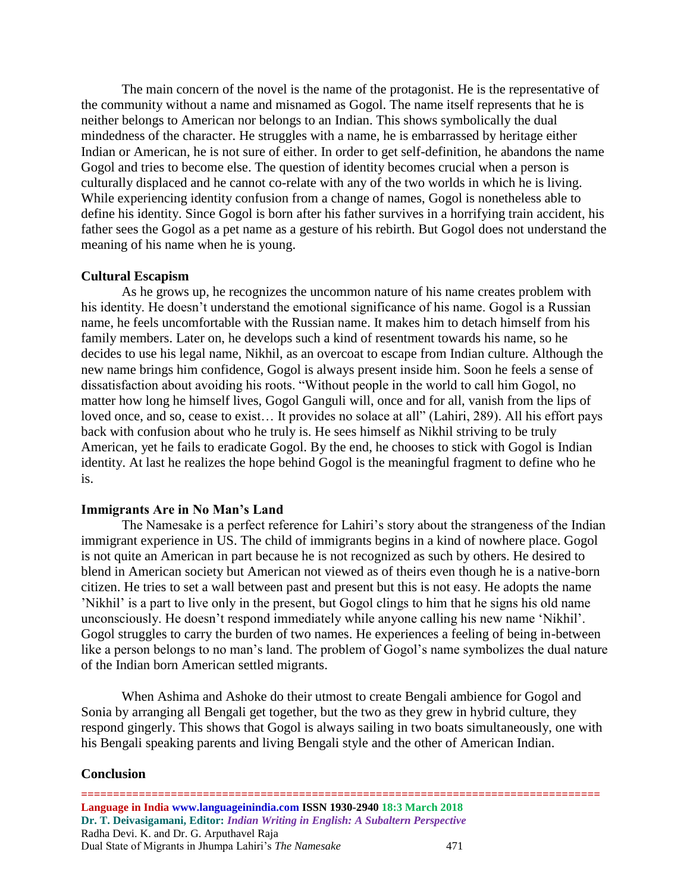The main concern of the novel is the name of the protagonist. He is the representative of the community without a name and misnamed as Gogol. The name itself represents that he is neither belongs to American nor belongs to an Indian. This shows symbolically the dual mindedness of the character. He struggles with a name, he is embarrassed by heritage either Indian or American, he is not sure of either. In order to get self-definition, he abandons the name Gogol and tries to become else. The question of identity becomes crucial when a person is culturally displaced and he cannot co-relate with any of the two worlds in which he is living. While experiencing identity confusion from a change of names, Gogol is nonetheless able to define his identity. Since Gogol is born after his father survives in a horrifying train accident, his father sees the Gogol as a pet name as a gesture of his rebirth. But Gogol does not understand the meaning of his name when he is young.

### Cultural Escapism

As he grows up, he recognizes the uncommon nature of his name creates problem with his identity. He doesn't understand the emotional significance of his name. Gogol is a Russian name, he feels uncomfortable with the Russian name. It makes him to detach himself from his family members. Later on, he develops such a kind of resentment towards his name, so he decides to use his legal name, Nikhil, as an overcoat to escape from Indian culture. Although the new name brings him confidence, Gogol is always present inside him. Soon he feels a sense of dissatisfaction about avoiding his roots. "Without people in the world to call him Gogol, no matter how long he himself lives, Gogol Ganguli will, once and for all, vanish from the lips of loved once, and so, cease to exist… It provides no solace at all" (Lahiri, 289). All his effort pays back with confusion about who he truly is. He sees himself as Nikhil striving to be truly American, yet he fails to eradicate Gogol. By the end, he chooses to stick with Gogol is Indian identity. At last he realizes the hope behind Gogol is the meaningful fragment to define who he is.

### Immigrants Are in No Man's Land

The Namesake is a perfect reference for Lahiri's story about the strangeness of the Indian immigrant experience in US. The child of immigrants begins in a kind of nowhere place. Gogol is not quite an American in part because he is not recognized as such by others. He desired to blend in American society but American not viewed as of theirs even though he is a native-born citizen. He tries to set a wall between past and present but this is not easy. He adopts the name 'Nikhil' is a part to live only in the present, but Gogol clings to him that he signs his old name unconsciously. He doesn't respond immediately while anyone calling his new name 'Nikhil'. Gogol struggles to carry the burden of two names. He experiences a feeling of being in-between like a person belongs to no man's land. The problem of Gogol's name symbolizes the dual nature of the Indian born American settled migrants.

When Ashima and Ashoke do their utmost to create Bengali ambience for Gogol and Sonia by arranging all Bengali get together, but the two as they grew in hybrid culture, they respond gingerly. This shows that Gogol is always sailing in two boats simultaneously, one with his Bengali speaking parents and living Bengali style and the other of American Indian.

### Conclusion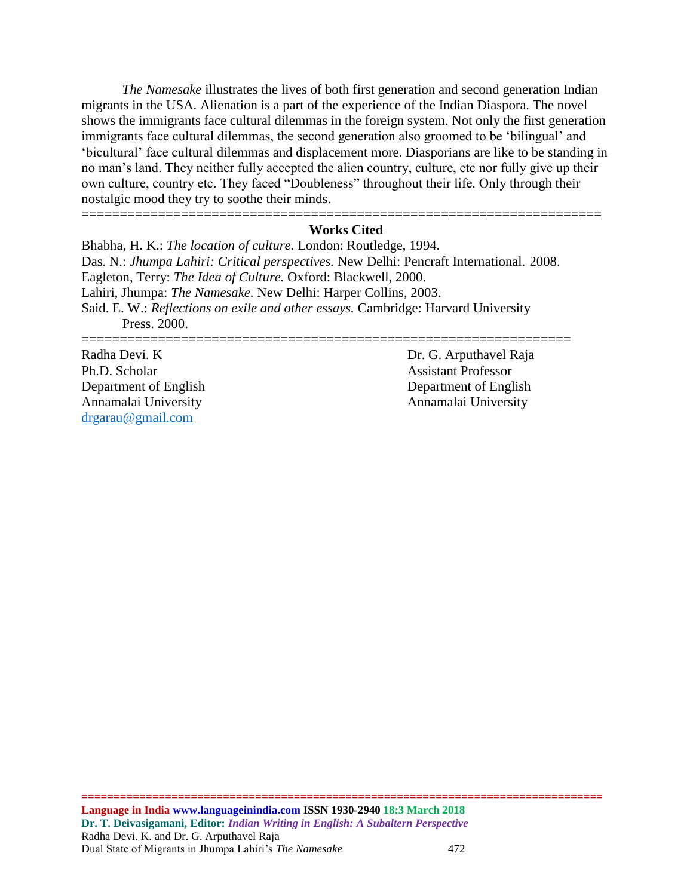*The Namesake* illustrates the lives of both first generation and second generation Indian migrants in the USA. Alienation is a part of the experience of the Indian Diaspora. The novel shows the immigrants face cultural dilemmas in the foreign system. Not only the first generation immigrants face cultural dilemmas, the second generation also groomed to be 'bilingual' and 'bicultural' face cultural dilemmas and displacement more. Diasporians are like to be standing in no man's land. They neither fully accepted the alien country, culture, etc nor fully give up their own culture, country etc. They faced "Doubleness" throughout their life. Only through their nostalgic mood they try to soothe their minds.

====================================================================

**Works Cited**

Bhabha, H. K.: *The location of culture.* London: Routledge, 1994.

Das. N.: *Jhumpa Lahiri: Critical perspectives.* New Delhi: Pencraft International. 2008.

Eagleton, Terry: *The Idea of Culture.* Oxford: Blackwell, 2000.

Lahiri, Jhumpa: *The Namesake*. New Delhi: Harper Collins, 2003.

Said. E. W.: *Reflections on exile and other essays.* Cambridge: Harvard University Press. 2000.

================================================================

Radha Devi. K
Ph.D. Scholar
Department of English
Annamalai University
drgarau@gmail.com

Dr. G. Arputhavel Raja
Assistant Professor
Department of English
Annamalai University